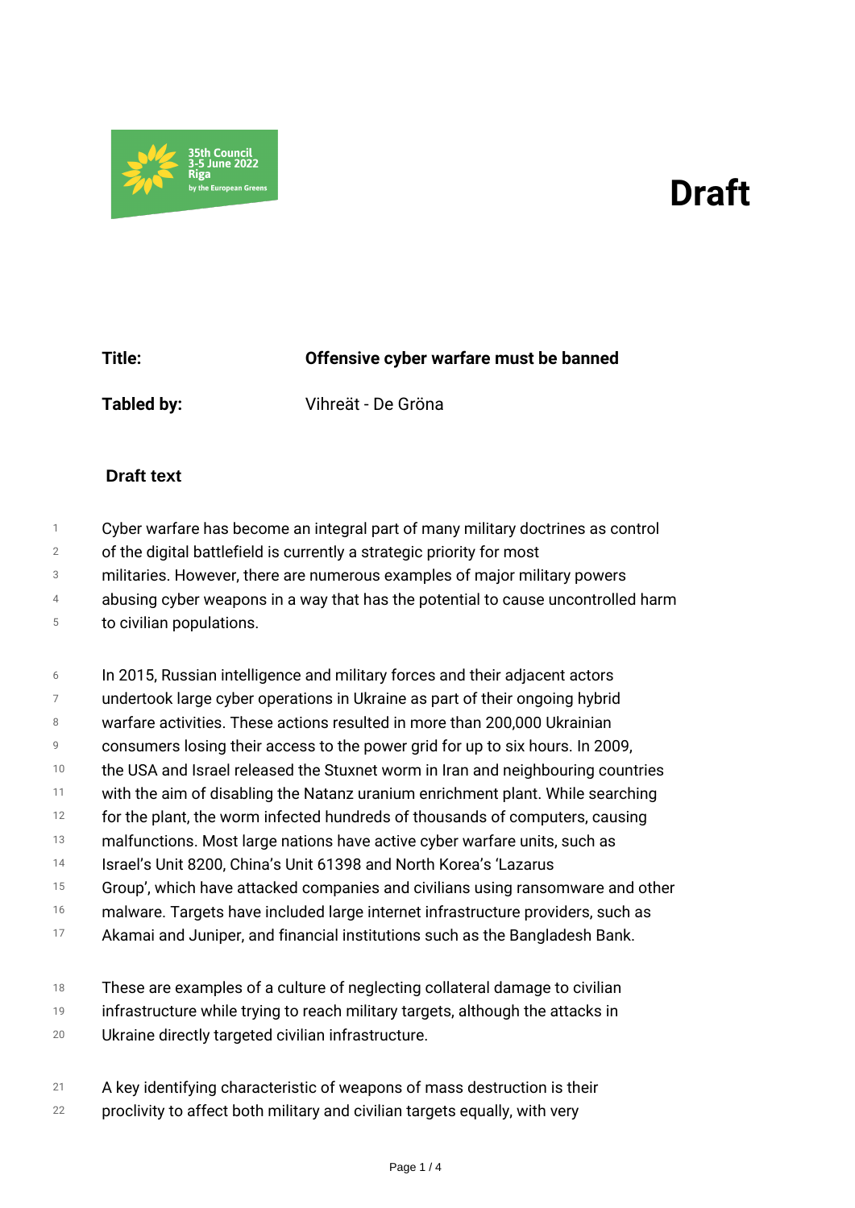35th Council
3-5 June 2022
Riga
by the European Greens

# Draft

**Title:** **Offensive cyber warfare must be banned**

**Tabled by:** Vihreät - De Gröna

## Draft text

Cyber warfare has become an integral part of many military doctrines as control of the digital battlefield is currently a strategic priority for most militaries. However, there are numerous examples of major military powers abusing cyber weapons in a way that has the potential to cause uncontrolled harm to civilian populations.

In 2015, Russian intelligence and military forces and their adjacent actors undertook large cyber operations in Ukraine as part of their ongoing hybrid warfare activities. These actions resulted in more than 200,000 Ukrainian consumers losing their access to the power grid for up to six hours. In 2009, the USA and Israel released the Stuxnet worm in Iran and neighbouring countries with the aim of disabling the Natanz uranium enrichment plant. While searching for the plant, the worm infected hundreds of thousands of computers, causing malfunctions. Most large nations have active cyber warfare units, such as Israel's Unit 8200, China's Unit 61398 and North Korea's 'Lazarus Group', which have attacked companies and civilians using ransomware and other malware. Targets have included large internet infrastructure providers, such as Akamai and Juniper, and financial institutions such as the Bangladesh Bank.

These are examples of a culture of neglecting collateral damage to civilian infrastructure while trying to reach military targets, although the attacks in Ukraine directly targeted civilian infrastructure.

A key identifying characteristic of weapons of mass destruction is their proclivity to affect both military and civilian targets equally, with very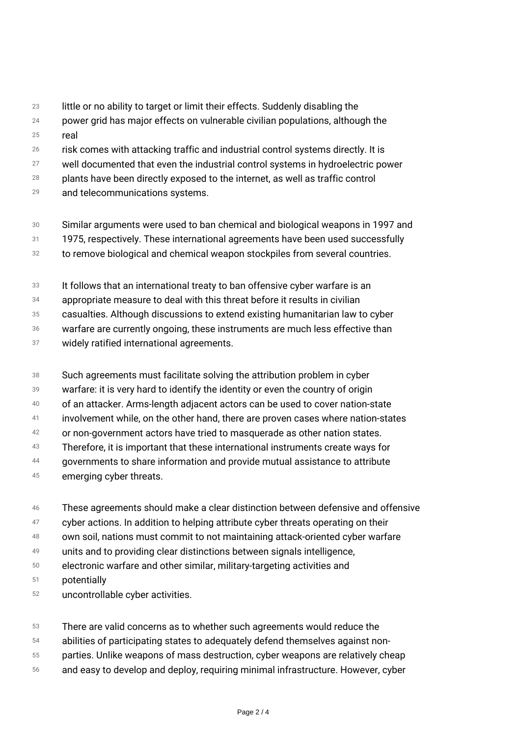little or no ability to target or limit their effects. Suddenly disabling the power grid has major effects on vulnerable civilian populations, although the real risk comes with attacking traffic and industrial control systems directly. It is well documented that even the industrial control systems in hydroelectric power plants have been directly exposed to the internet, as well as traffic control and telecommunications systems.

Similar arguments were used to ban chemical and biological weapons in 1997 and 1975, respectively. These international agreements have been used successfully to remove biological and chemical weapon stockpiles from several countries.

It follows that an international treaty to ban offensive cyber warfare is an appropriate measure to deal with this threat before it results in civilian casualties. Although discussions to extend existing humanitarian law to cyber warfare are currently ongoing, these instruments are much less effective than widely ratified international agreements.

Such agreements must facilitate solving the attribution problem in cyber warfare: it is very hard to identify the identity or even the country of origin of an attacker. Arms-length adjacent actors can be used to cover nation-state involvement while, on the other hand, there are proven cases where nation-states or non-government actors have tried to masquerade as other nation states. Therefore, it is important that these international instruments create ways for governments to share information and provide mutual assistance to attribute emerging cyber threats.

These agreements should make a clear distinction between defensive and offensive cyber actions. In addition to helping attribute cyber threats operating on their own soil, nations must commit to not maintaining attack-oriented cyber warfare units and to providing clear distinctions between signals intelligence, electronic warfare and other similar, military-targeting activities and potentially uncontrollable cyber activities.

There are valid concerns as to whether such agreements would reduce the abilities of participating states to adequately defend themselves against non-parties. Unlike weapons of mass destruction, cyber weapons are relatively cheap and easy to develop and deploy, requiring minimal infrastructure. However, cyber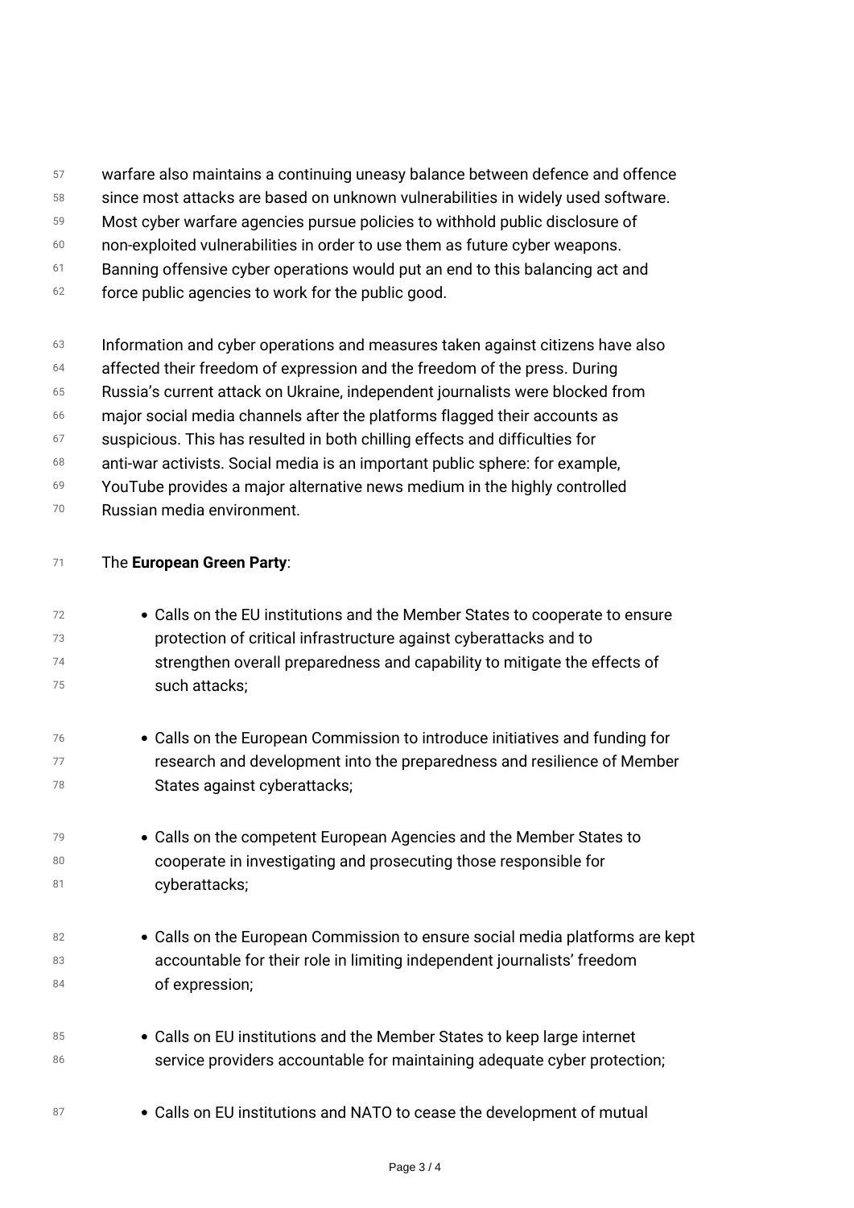warfare also maintains a continuing uneasy balance between defence and offence since most attacks are based on unknown vulnerabilities in widely used software. Most cyber warfare agencies pursue policies to withhold public disclosure of non-exploited vulnerabilities in order to use them as future cyber weapons. Banning offensive cyber operations would put an end to this balancing act and force public agencies to work for the public good.

Information and cyber operations and measures taken against citizens have also affected their freedom of expression and the freedom of the press. During Russia's current attack on Ukraine, independent journalists were blocked from major social media channels after the platforms flagged their accounts as suspicious. This has resulted in both chilling effects and difficulties for anti-war activists. Social media is an important public sphere: for example, YouTube provides a major alternative news medium in the highly controlled Russian media environment.

The **European Green Party**:

- Calls on the EU institutions and the Member States to cooperate to ensure protection of critical infrastructure against cyberattacks and to strengthen overall preparedness and capability to mitigate the effects of such attacks;
- Calls on the European Commission to introduce initiatives and funding for research and development into the preparedness and resilience of Member States against cyberattacks;
- Calls on the competent European Agencies and the Member States to cooperate in investigating and prosecuting those responsible for cyberattacks;
- Calls on the European Commission to ensure social media platforms are kept accountable for their role in limiting independent journalists' freedom of expression;
- Calls on EU institutions and the Member States to keep large internet service providers accountable for maintaining adequate cyber protection;
- Calls on EU institutions and NATO to cease the development of mutual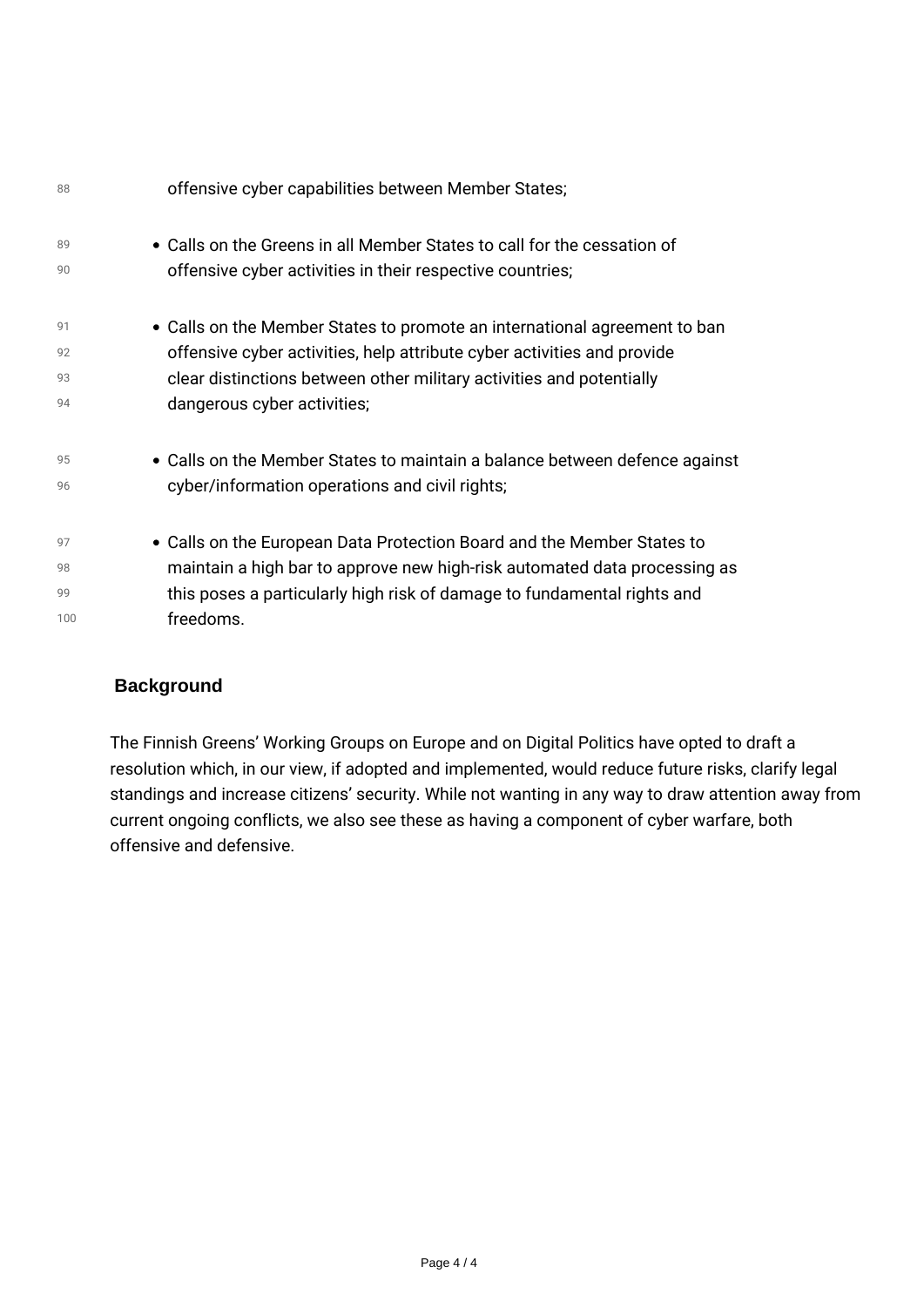offensive cyber capabilities between Member States;

- Calls on the Greens in all Member States to call for the cessation of offensive cyber activities in their respective countries;

- Calls on the Member States to promote an international agreement to ban offensive cyber activities, help attribute cyber activities and provide clear distinctions between other military activities and potentially dangerous cyber activities;

- Calls on the Member States to maintain a balance between defence against cyber/information operations and civil rights;

- Calls on the European Data Protection Board and the Member States to maintain a high bar to approve new high-risk automated data processing as this poses a particularly high risk of damage to fundamental rights and freedoms.

## Background

The Finnish Greens' Working Groups on Europe and on Digital Politics have opted to draft a resolution which, in our view, if adopted and implemented, would reduce future risks, clarify legal standings and increase citizens' security. While not wanting in any way to draw attention away from current ongoing conflicts, we also see these as having a component of cyber warfare, both offensive and defensive.